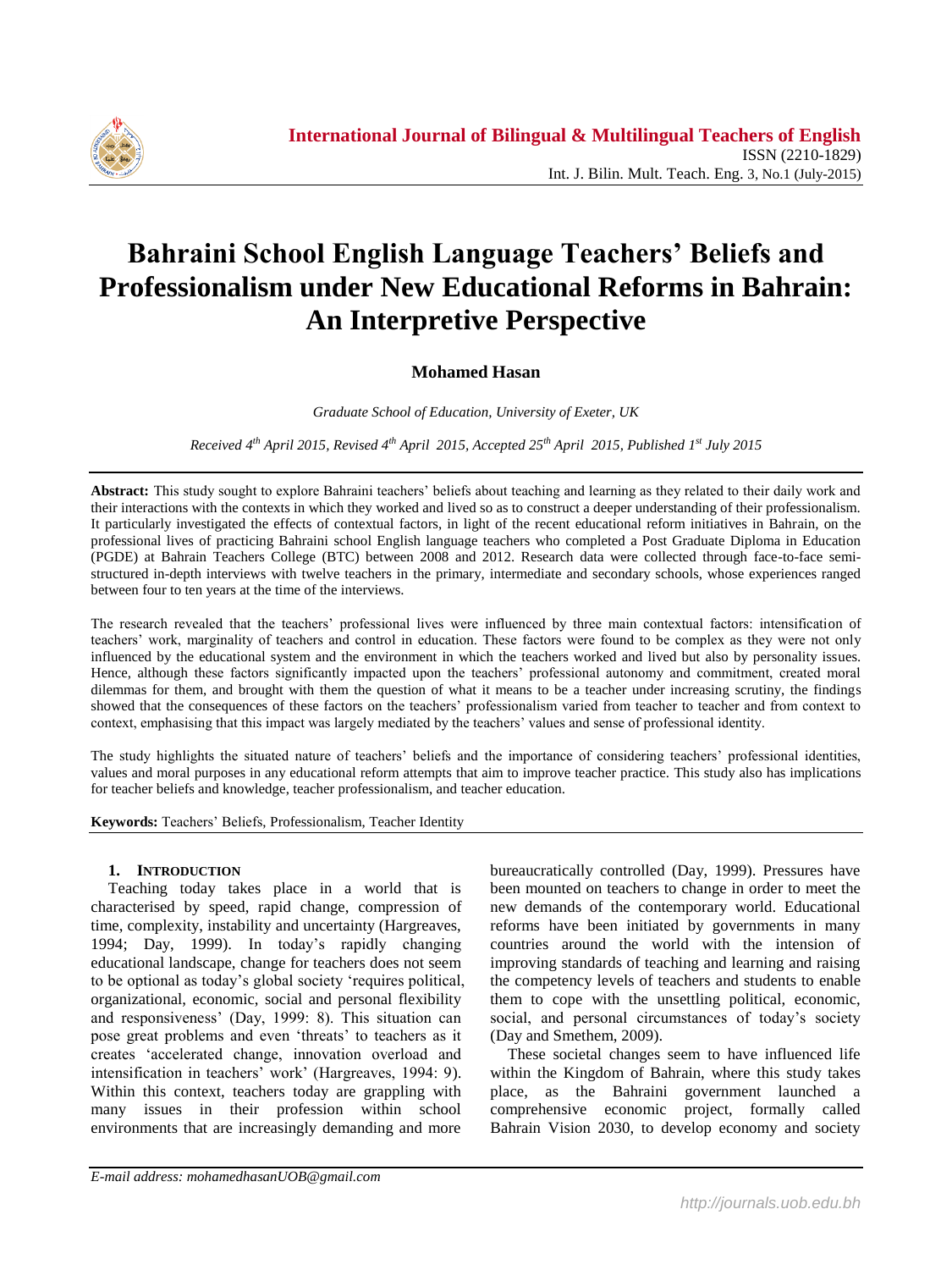# Bahraini School English Language Teachers' Beliefs and Professionalism under New Educational Reforms in Bahrain: An Interpretive Perspective

**Mohamed Hasan**

*Graduate School of Education, University of Exeter, UK*

*Received 4th April 2015, Revised 4th April 2015, Accepted 25th April 2015, Published 1st July 2015*

**Abstract:** This study sought to explore Bahraini teachers' beliefs about teaching and learning as they related to their daily work and their interactions with the contexts in which they worked and lived so as to construct a deeper understanding of their professionalism. It particularly investigated the effects of contextual factors, in light of the recent educational reform initiatives in Bahrain, on the professional lives of practicing Bahraini school English language teachers who completed a Post Graduate Diploma in Education (PGDE) at Bahrain Teachers College (BTC) between 2008 and 2012. Research data were collected through face-to-face semi-structured in-depth interviews with twelve teachers in the primary, intermediate and secondary schools, whose experiences ranged between four to ten years at the time of the interviews.

The research revealed that the teachers' professional lives were influenced by three main contextual factors: intensification of teachers' work, marginality of teachers and control in education. These factors were found to be complex as they were not only influenced by the educational system and the environment in which the teachers worked and lived but also by personality issues. Hence, although these factors significantly impacted upon the teachers' professional autonomy and commitment, created moral dilemmas for them, and brought with them the question of what it means to be a teacher under increasing scrutiny, the findings showed that the consequences of these factors on the teachers' professionalism varied from teacher to teacher and from context to context, emphasising that this impact was largely mediated by the teachers' values and sense of professional identity.

The study highlights the situated nature of teachers' beliefs and the importance of considering teachers' professional identities, values and moral purposes in any educational reform attempts that aim to improve teacher practice. This study also has implications for teacher beliefs and knowledge, teacher professionalism, and teacher education.

**Keywords:** Teachers' Beliefs, Professionalism, Teacher Identity

## 1. Introduction

Teaching today takes place in a world that is characterised by speed, rapid change, compression of time, complexity, instability and uncertainty (Hargreaves, 1994; Day, 1999). In today's rapidly changing educational landscape, change for teachers does not seem to be optional as today's global society 'requires political, organizational, economic, social and personal flexibility and responsiveness' (Day, 1999: 8). This situation can pose great problems and even 'threats' to teachers as it creates 'accelerated change, innovation overload and intensification in teachers' work' (Hargreaves, 1994: 9). Within this context, teachers today are grappling with many issues in their profession within school environments that are increasingly demanding and more bureaucratically controlled (Day, 1999). Pressures have been mounted on teachers to change in order to meet the new demands of the contemporary world. Educational reforms have been initiated by governments in many countries around the world with the intension of improving standards of teaching and learning and raising the competency levels of teachers and students to enable them to cope with the unsettling political, economic, social, and personal circumstances of today's society (Day and Smethem, 2009).

These societal changes seem to have influenced life within the Kingdom of Bahrain, where this study takes place, as the Bahraini government launched a comprehensive economic project, formally called Bahrain Vision 2030, to develop economy and society

E-mail address: mohamedhasanUOB@gmail.com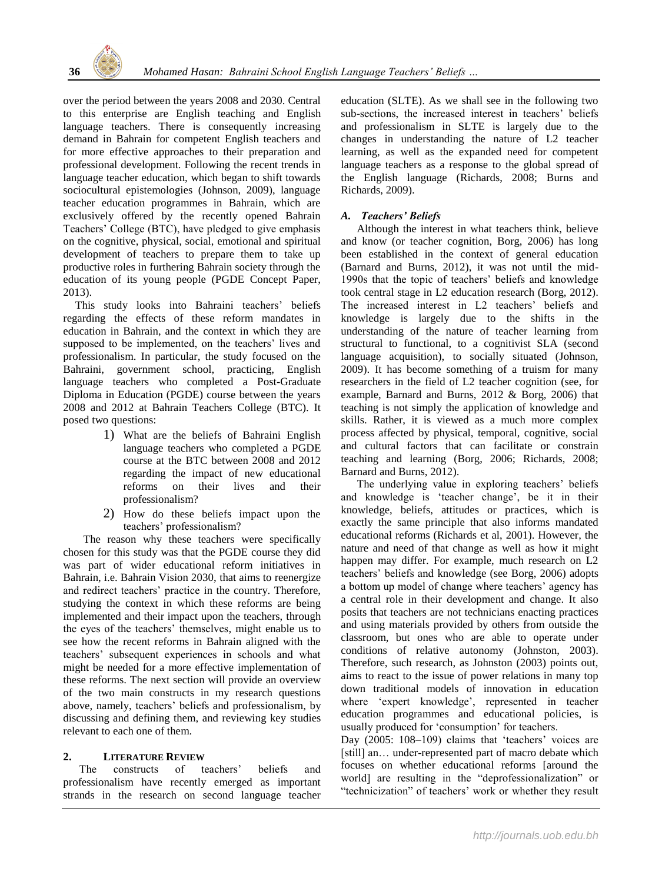over the period between the years 2008 and 2030. Central to this enterprise are English teaching and English language teachers. There is consequently increasing demand in Bahrain for competent English teachers and for more effective approaches to their preparation and professional development. Following the recent trends in language teacher education, which began to shift towards sociocultural epistemologies (Johnson, 2009), language teacher education programmes in Bahrain, which are exclusively offered by the recently opened Bahrain Teachers' College (BTC), have pledged to give emphasis on the cognitive, physical, social, emotional and spiritual development of teachers to prepare them to take up productive roles in furthering Bahrain society through the education of its young people (PGDE Concept Paper, 2013).

This study looks into Bahraini teachers' beliefs regarding the effects of these reform mandates in education in Bahrain, and the context in which they are supposed to be implemented, on the teachers' lives and professionalism. In particular, the study focused on the Bahraini, government school, practicing, English language teachers who completed a Post-Graduate Diploma in Education (PGDE) course between the years 2008 and 2012 at Bahrain Teachers College (BTC). It posed two questions:

1) What are the beliefs of Bahraini English language teachers who completed a PGDE course at the BTC between 2008 and 2012 regarding the impact of new educational reforms on their lives and their professionalism?
2) How do these beliefs impact upon the teachers' professionalism?

The reason why these teachers were specifically chosen for this study was that the PGDE course they did was part of wider educational reform initiatives in Bahrain, i.e. Bahrain Vision 2030, that aims to reenergize and redirect teachers' practice in the country. Therefore, studying the context in which these reforms are being implemented and their impact upon the teachers, through the eyes of the teachers' themselves, might enable us to see how the recent reforms in Bahrain aligned with the teachers' subsequent experiences in schools and what might be needed for a more effective implementation of these reforms. The next section will provide an overview of the two main constructs in my research questions above, namely, teachers' beliefs and professionalism, by discussing and defining them, and reviewing key studies relevant to each one of them.

## 2. Literature Review

The constructs of teachers' beliefs and professionalism have recently emerged as important strands in the research on second language teacher education (SLTE). As we shall see in the following two sub-sections, the increased interest in teachers' beliefs and professionalism in SLTE is largely due to the changes in understanding the nature of L2 teacher learning, as well as the expanded need for competent language teachers as a response to the global spread of the English language (Richards, 2008; Burns and Richards, 2009).

### *A. Teachers' Beliefs*

Although the interest in what teachers think, believe and know (or teacher cognition, Borg, 2006) has long been established in the context of general education (Barnard and Burns, 2012), it was not until the mid-1990s that the topic of teachers' beliefs and knowledge took central stage in L2 education research (Borg, 2012). The increased interest in L2 teachers' beliefs and knowledge is largely due to the shifts in the understanding of the nature of teacher learning from structural to functional, to a cognitivist SLA (second language acquisition), to socially situated (Johnson, 2009). It has become something of a truism for many researchers in the field of L2 teacher cognition (see, for example, Barnard and Burns, 2012 & Borg, 2006) that teaching is not simply the application of knowledge and skills. Rather, it is viewed as a much more complex process affected by physical, temporal, cognitive, social and cultural factors that can facilitate or constrain teaching and learning (Borg, 2006; Richards, 2008; Barnard and Burns, 2012).

The underlying value in exploring teachers' beliefs and knowledge is 'teacher change', be it in their knowledge, beliefs, attitudes or practices, which is exactly the same principle that also informs mandated educational reforms (Richards et al, 2001). However, the nature and need of that change as well as how it might happen may differ. For example, much research on L2 teachers' beliefs and knowledge (see Borg, 2006) adopts a bottom up model of change where teachers' agency has a central role in their development and change. It also posits that teachers are not technicians enacting practices and using materials provided by others from outside the classroom, but ones who are able to operate under conditions of relative autonomy (Johnston, 2003). Therefore, such research, as Johnston (2003) points out, aims to react to the issue of power relations in many top down traditional models of innovation in education where 'expert knowledge', represented in teacher education programmes and educational policies, is usually produced for 'consumption' for teachers.

Day (2005: 108–109) claims that 'teachers' voices are [still] an… under-represented part of macro debate which focuses on whether educational reforms [around the world] are resulting in the "deprofessionalization" or "technicization" of teachers' work or whether they result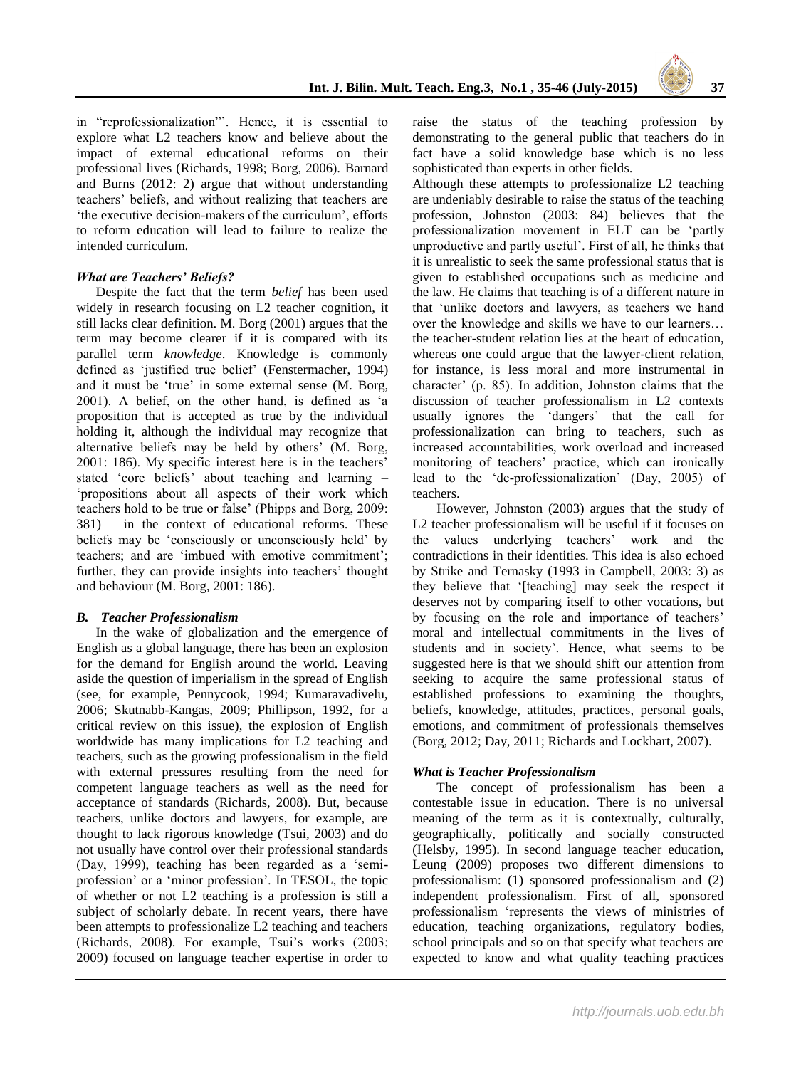in "reprofessionalization"'. Hence, it is essential to explore what L2 teachers know and believe about the impact of external educational reforms on their professional lives (Richards, 1998; Borg, 2006). Barnard and Burns (2012: 2) argue that without understanding teachers' beliefs, and without realizing that teachers are 'the executive decision-makers of the curriculum', efforts to reform education will lead to failure to realize the intended curriculum.

### *What are Teachers' Beliefs?*

Despite the fact that the term *belief* has been used widely in research focusing on L2 teacher cognition, it still lacks clear definition. M. Borg (2001) argues that the term may become clearer if it is compared with its parallel term *knowledge*. Knowledge is commonly defined as 'justified true belief' (Fenstermacher, 1994) and it must be 'true' in some external sense (M. Borg, 2001). A belief, on the other hand, is defined as 'a proposition that is accepted as true by the individual holding it, although the individual may recognize that alternative beliefs may be held by others' (M. Borg, 2001: 186). My specific interest here is in the teachers' stated 'core beliefs' about teaching and learning – 'propositions about all aspects of their work which teachers hold to be true or false' (Phipps and Borg, 2009: 381) – in the context of educational reforms. These beliefs may be 'consciously or unconsciously held' by teachers; and are 'imbued with emotive commitment'; further, they can provide insights into teachers' thought and behaviour (M. Borg, 2001: 186).

## *B. Teacher Professionalism*

In the wake of globalization and the emergence of English as a global language, there has been an explosion for the demand for English around the world. Leaving aside the question of imperialism in the spread of English (see, for example, Pennycook, 1994; Kumaravadivelu, 2006; Skutnabb-Kangas, 2009; Phillipson, 1992, for a critical review on this issue), the explosion of English worldwide has many implications for L2 teaching and teachers, such as the growing professionalism in the field with external pressures resulting from the need for competent language teachers as well as the need for acceptance of standards (Richards, 2008). But, because teachers, unlike doctors and lawyers, for example, are thought to lack rigorous knowledge (Tsui, 2003) and do not usually have control over their professional standards (Day, 1999), teaching has been regarded as a 'semi-profession' or a 'minor profession'. In TESOL, the topic of whether or not L2 teaching is a profession is still a subject of scholarly debate. In recent years, there have been attempts to professionalize L2 teaching and teachers (Richards, 2008). For example, Tsui's works (2003; 2009) focused on language teacher expertise in order to raise the status of the teaching profession by demonstrating to the general public that teachers do in fact have a solid knowledge base which is no less sophisticated than experts in other fields.

Although these attempts to professionalize L2 teaching are undeniably desirable to raise the status of the teaching profession, Johnston (2003: 84) believes that the professionalization movement in ELT can be 'partly unproductive and partly useful'. First of all, he thinks that it is unrealistic to seek the same professional status that is given to established occupations such as medicine and the law. He claims that teaching is of a different nature in that 'unlike doctors and lawyers, as teachers we hand over the knowledge and skills we have to our learners… the teacher-student relation lies at the heart of education, whereas one could argue that the lawyer-client relation, for instance, is less moral and more instrumental in character' (p. 85). In addition, Johnston claims that the discussion of teacher professionalism in L2 contexts usually ignores the 'dangers' that the call for professionalization can bring to teachers, such as increased accountabilities, work overload and increased monitoring of teachers' practice, which can ironically lead to the 'de-professionalization' (Day, 2005) of teachers.

However, Johnston (2003) argues that the study of L2 teacher professionalism will be useful if it focuses on the values underlying teachers' work and the contradictions in their identities. This idea is also echoed by Strike and Ternasky (1993 in Campbell, 2003: 3) as they believe that '[teaching] may seek the respect it deserves not by comparing itself to other vocations, but by focusing on the role and importance of teachers' moral and intellectual commitments in the lives of students and in society'. Hence, what seems to be suggested here is that we should shift our attention from seeking to acquire the same professional status of established professions to examining the thoughts, beliefs, knowledge, attitudes, practices, personal goals, emotions, and commitment of professionals themselves (Borg, 2012; Day, 2011; Richards and Lockhart, 2007).

### *What is Teacher Professionalism*

The concept of professionalism has been a contestable issue in education. There is no universal meaning of the term as it is contextually, culturally, geographically, politically and socially constructed (Helsby, 1995). In second language teacher education, Leung (2009) proposes two different dimensions to professionalism: (1) sponsored professionalism and (2) independent professionalism. First of all, sponsored professionalism 'represents the views of ministries of education, teaching organizations, regulatory bodies, school principals and so on that specify what teachers are expected to know and what quality teaching practices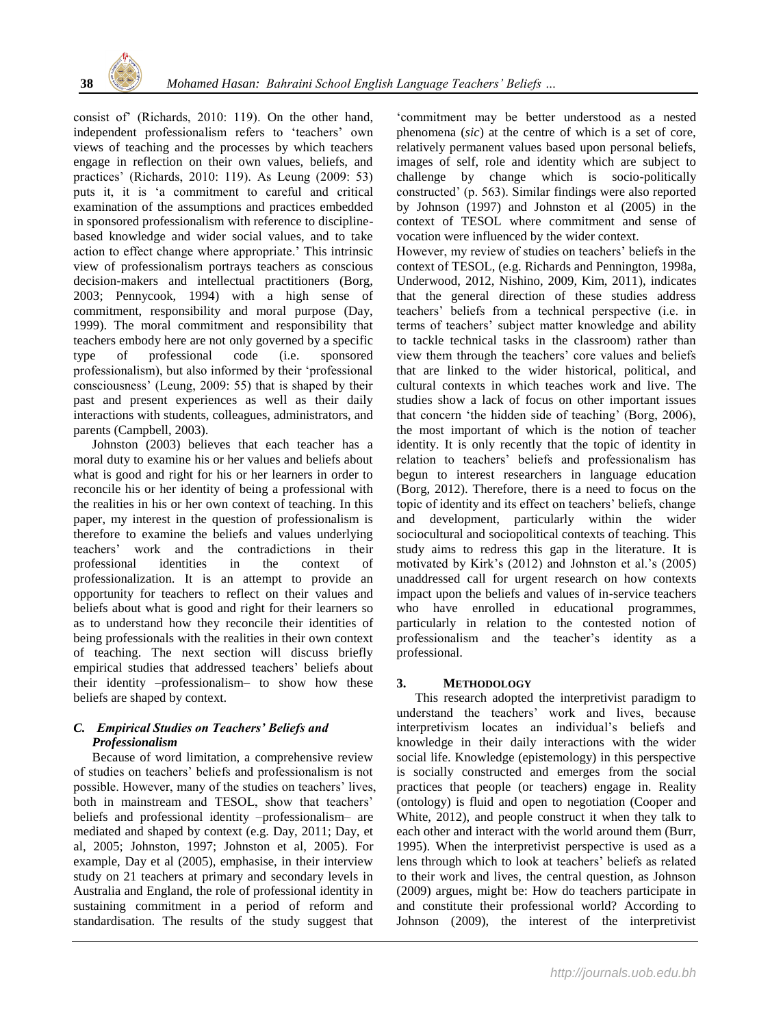consist of' (Richards, 2010: 119). On the other hand, independent professionalism refers to 'teachers' own views of teaching and the processes by which teachers engage in reflection on their own values, beliefs, and practices' (Richards, 2010: 119). As Leung (2009: 53) puts it, it is 'a commitment to careful and critical examination of the assumptions and practices embedded in sponsored professionalism with reference to discipline-based knowledge and wider social values, and to take action to effect change where appropriate.' This intrinsic view of professionalism portrays teachers as conscious decision-makers and intellectual practitioners (Borg, 2003; Pennycook, 1994) with a high sense of commitment, responsibility and moral purpose (Day, 1999). The moral commitment and responsibility that teachers embody here are not only governed by a specific type of professional code (i.e. sponsored professionalism), but also informed by their 'professional consciousness' (Leung, 2009: 55) that is shaped by their past and present experiences as well as their daily interactions with students, colleagues, administrators, and parents (Campbell, 2003).

Johnston (2003) believes that each teacher has a moral duty to examine his or her values and beliefs about what is good and right for his or her learners in order to reconcile his or her identity of being a professional with the realities in his or her own context of teaching. In this paper, my interest in the question of professionalism is therefore to examine the beliefs and values underlying teachers' work and the contradictions in their professional identities in the context of professionalization. It is an attempt to provide an opportunity for teachers to reflect on their values and beliefs about what is good and right for their learners so as to understand how they reconcile their identities of being professionals with the realities in their own context of teaching. The next section will discuss briefly empirical studies that addressed teachers' beliefs about their identity –professionalism– to show how these beliefs are shaped by context.

### *C. Empirical Studies on Teachers' Beliefs and Professionalism*

Because of word limitation, a comprehensive review of studies on teachers' beliefs and professionalism is not possible. However, many of the studies on teachers' lives, both in mainstream and TESOL, show that teachers' beliefs and professional identity –professionalism– are mediated and shaped by context (e.g. Day, 2011; Day, et al, 2005; Johnston, 1997; Johnston et al, 2005). For example, Day et al (2005), emphasise, in their interview study on 21 teachers at primary and secondary levels in Australia and England, the role of professional identity in sustaining commitment in a period of reform and standardisation. The results of the study suggest that 'commitment may be better understood as a nested phenomena (*sic*) at the centre of which is a set of core, relatively permanent values based upon personal beliefs, images of self, role and identity which are subject to challenge by change which is socio-politically constructed' (p. 563). Similar findings were also reported by Johnson (1997) and Johnston et al (2005) in the context of TESOL where commitment and sense of vocation were influenced by the wider context.

However, my review of studies on teachers' beliefs in the context of TESOL, (e.g. Richards and Pennington, 1998a, Underwood, 2012, Nishino, 2009, Kim, 2011), indicates that the general direction of these studies address teachers' beliefs from a technical perspective (i.e. in terms of teachers' subject matter knowledge and ability to tackle technical tasks in the classroom) rather than view them through the teachers' core values and beliefs that are linked to the wider historical, political, and cultural contexts in which teaches work and live. The studies show a lack of focus on other important issues that concern 'the hidden side of teaching' (Borg, 2006), the most important of which is the notion of teacher identity. It is only recently that the topic of identity in relation to teachers' beliefs and professionalism has begun to interest researchers in language education (Borg, 2012). Therefore, there is a need to focus on the topic of identity and its effect on teachers' beliefs, change and development, particularly within the wider sociocultural and sociopolitical contexts of teaching. This study aims to redress this gap in the literature. It is motivated by Kirk's (2012) and Johnston et al.'s (2005) unaddressed call for urgent research on how contexts impact upon the beliefs and values of in-service teachers who have enrolled in educational programmes, particularly in relation to the contested notion of professionalism and the teacher's identity as a professional.

## 3. METHODOLOGY

This research adopted the interpretivist paradigm to understand the teachers' work and lives, because interpretivism locates an individual's beliefs and knowledge in their daily interactions with the wider social life. Knowledge (epistemology) in this perspective is socially constructed and emerges from the social practices that people (or teachers) engage in. Reality (ontology) is fluid and open to negotiation (Cooper and White, 2012), and people construct it when they talk to each other and interact with the world around them (Burr, 1995). When the interpretivist perspective is used as a lens through which to look at teachers' beliefs as related to their work and lives, the central question, as Johnson (2009) argues, might be: How do teachers participate in and constitute their professional world? According to Johnson (2009), the interest of the interpretivist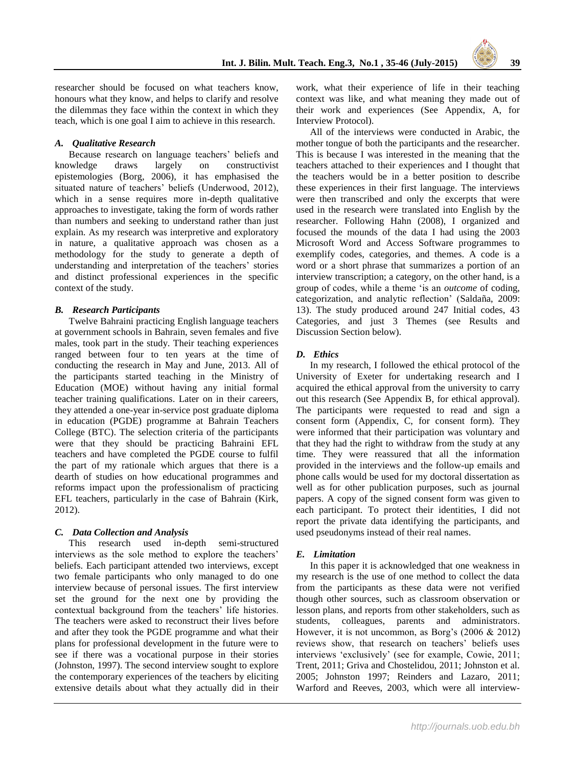researcher should be focused on what teachers know, honours what they know, and helps to clarify and resolve the dilemmas they face within the context in which they teach, which is one goal I aim to achieve in this research.

### *A. Qualitative Research*

Because research on language teachers' beliefs and knowledge draws largely on constructivist epistemologies (Borg, 2006), it has emphasised the situated nature of teachers' beliefs (Underwood, 2012), which in a sense requires more in-depth qualitative approaches to investigate, taking the form of words rather than numbers and seeking to understand rather than just explain. As my research was interpretive and exploratory in nature, a qualitative approach was chosen as a methodology for the study to generate a depth of understanding and interpretation of the teachers' stories and distinct professional experiences in the specific context of the study.

### *B. Research Participants*

Twelve Bahraini practicing English language teachers at government schools in Bahrain, seven females and five males, took part in the study. Their teaching experiences ranged between four to ten years at the time of conducting the research in May and June, 2013. All of the participants started teaching in the Ministry of Education (MOE) without having any initial formal teacher training qualifications. Later on in their careers, they attended a one-year in-service post graduate diploma in education (PGDE) programme at Bahrain Teachers College (BTC). The selection criteria of the participants were that they should be practicing Bahraini EFL teachers and have completed the PGDE course to fulfil the part of my rationale which argues that there is a dearth of studies on how educational programmes and reforms impact upon the professionalism of practicing EFL teachers, particularly in the case of Bahrain (Kirk, 2012).

### *C. Data Collection and Analysis*

This research used in-depth semi-structured interviews as the sole method to explore the teachers' beliefs. Each participant attended two interviews, except two female participants who only managed to do one interview because of personal issues. The first interview set the ground for the next one by providing the contextual background from the teachers' life histories. The teachers were asked to reconstruct their lives before and after they took the PGDE programme and what their plans for professional development in the future were to see if there was a vocational purpose in their stories (Johnston, 1997). The second interview sought to explore the contemporary experiences of the teachers by eliciting extensive details about what they actually did in their work, what their experience of life in their teaching context was like, and what meaning they made out of their work and experiences (See Appendix, A, for Interview Protocol).

All of the interviews were conducted in Arabic, the mother tongue of both the participants and the researcher. This is because I was interested in the meaning that the teachers attached to their experiences and I thought that the teachers would be in a better position to describe these experiences in their first language. The interviews were then transcribed and only the excerpts that were used in the research were translated into English by the researcher. Following Hahn (2008), I organized and focused the mounds of the data I had using the 2003 Microsoft Word and Access Software programmes to exemplify codes, categories, and themes. A code is a word or a short phrase that summarizes a portion of an interview transcription; a category, on the other hand, is a group of codes, while a theme 'is an *outcome* of coding, categorization, and analytic reflection' (Saldaña, 2009: 13). The study produced around 247 Initial codes, 43 Categories, and just 3 Themes (see Results and Discussion Section below).

### *D. Ethics*

In my research, I followed the ethical protocol of the University of Exeter for undertaking research and I acquired the ethical approval from the university to carry out this research (See Appendix B, for ethical approval). The participants were requested to read and sign a consent form (Appendix, C, for consent form). They were informed that their participation was voluntary and that they had the right to withdraw from the study at any time. They were reassured that all the information provided in the interviews and the follow-up emails and phone calls would be used for my doctoral dissertation as well as for other publication purposes, such as journal papers. A copy of the signed consent form was given to each participant. To protect their identities, I did not report the private data identifying the participants, and used pseudonyms instead of their real names.

### *E. Limitation*

In this paper it is acknowledged that one weakness in my research is the use of one method to collect the data from the participants as these data were not verified though other sources, such as classroom observation or lesson plans, and reports from other stakeholders, such as students, colleagues, parents and administrators. However, it is not uncommon, as Borg's (2006 & 2012) reviews show, that research on teachers' beliefs uses interviews 'exclusively' (see for example, Cowie, 2011; Trent, 2011; Griva and Chostelidou, 2011; Johnston et al. 2005; Johnston 1997; Reinders and Lazaro, 2011; Warford and Reeves, 2003, which were all interview-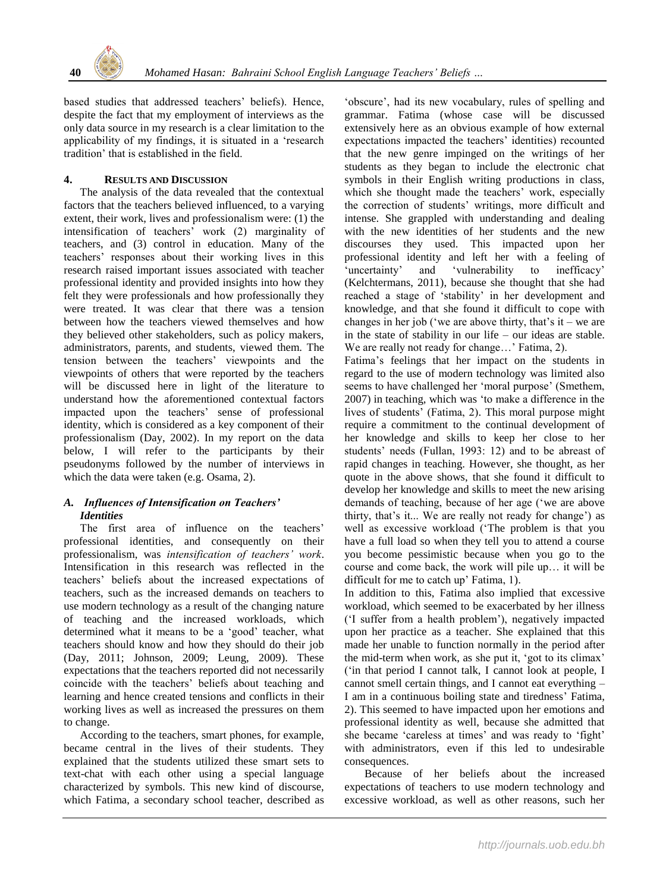based studies that addressed teachers' beliefs). Hence, despite the fact that my employment of interviews as the only data source in my research is a clear limitation to the applicability of my findings, it is situated in a 'research tradition' that is established in the field.

## 4. RESULTS AND DISCUSSION

The analysis of the data revealed that the contextual factors that the teachers believed influenced, to a varying extent, their work, lives and professionalism were: (1) the intensification of teachers' work (2) marginality of teachers, and (3) control in education. Many of the teachers' responses about their working lives in this research raised important issues associated with teacher professional identity and provided insights into how they felt they were professionals and how professionally they were treated. It was clear that there was a tension between how the teachers viewed themselves and how they believed other stakeholders, such as policy makers, administrators, parents, and students, viewed them. The tension between the teachers' viewpoints and the viewpoints of others that were reported by the teachers will be discussed here in light of the literature to understand how the aforementioned contextual factors impacted upon the teachers' sense of professional identity, which is considered as a key component of their professionalism (Day, 2002). In my report on the data below, I will refer to the participants by their pseudonyms followed by the number of interviews in which the data were taken (e.g. Osama, 2).

### *A. Influences of Intensification on Teachers' Identities*

The first area of influence on the teachers' professional identities, and consequently on their professionalism, was *intensification of teachers' work*. Intensification in this research was reflected in the teachers' beliefs about the increased expectations of teachers, such as the increased demands on teachers to use modern technology as a result of the changing nature of teaching and the increased workloads, which determined what it means to be a 'good' teacher, what teachers should know and how they should do their job (Day, 2011; Johnson, 2009; Leung, 2009). These expectations that the teachers reported did not necessarily coincide with the teachers' beliefs about teaching and learning and hence created tensions and conflicts in their working lives as well as increased the pressures on them to change.

According to the teachers, smart phones, for example, became central in the lives of their students. They explained that the students utilized these smart sets to text-chat with each other using a special language characterized by symbols. This new kind of discourse, which Fatima, a secondary school teacher, described as 'obscure', had its new vocabulary, rules of spelling and grammar. Fatima (whose case will be discussed extensively here as an obvious example of how external expectations impacted the teachers' identities) recounted that the new genre impinged on the writings of her students as they began to include the electronic chat symbols in their English writing productions in class, which she thought made the teachers' work, especially the correction of students' writings, more difficult and intense. She grappled with understanding and dealing with the new identities of her students and the new discourses they used. This impacted upon her professional identity and left her with a feeling of 'uncertainty' and 'vulnerability to inefficacy' (Kelchtermans, 2011), because she thought that she had reached a stage of 'stability' in her development and knowledge, and that she found it difficult to cope with changes in her job ('we are above thirty, that's it – we are in the state of stability in our life – our ideas are stable. We are really not ready for change…' Fatima, 2).

Fatima's feelings that her impact on the students in regard to the use of modern technology was limited also seems to have challenged her 'moral purpose' (Smethem, 2007) in teaching, which was 'to make a difference in the lives of students' (Fatima, 2). This moral purpose might require a commitment to the continual development of her knowledge and skills to keep her close to her students' needs (Fullan, 1993: 12) and to be abreast of rapid changes in teaching. However, she thought, as her quote in the above shows, that she found it difficult to develop her knowledge and skills to meet the new arising demands of teaching, because of her age ('we are above thirty, that's it... We are really not ready for change') as well as excessive workload ('The problem is that you have a full load so when they tell you to attend a course you become pessimistic because when you go to the course and come back, the work will pile up… it will be difficult for me to catch up' Fatima, 1).

In addition to this, Fatima also implied that excessive workload, which seemed to be exacerbated by her illness ('I suffer from a health problem'), negatively impacted upon her practice as a teacher. She explained that this made her unable to function normally in the period after the mid-term when work, as she put it, 'got to its climax' ('in that period I cannot talk, I cannot look at people, I cannot smell certain things, and I cannot eat everything – I am in a continuous boiling state and tiredness' Fatima, 2). This seemed to have impacted upon her emotions and professional identity as well, because she admitted that she became 'careless at times' and was ready to 'fight' with administrators, even if this led to undesirable consequences.

Because of her beliefs about the increased expectations of teachers to use modern technology and excessive workload, as well as other reasons, such her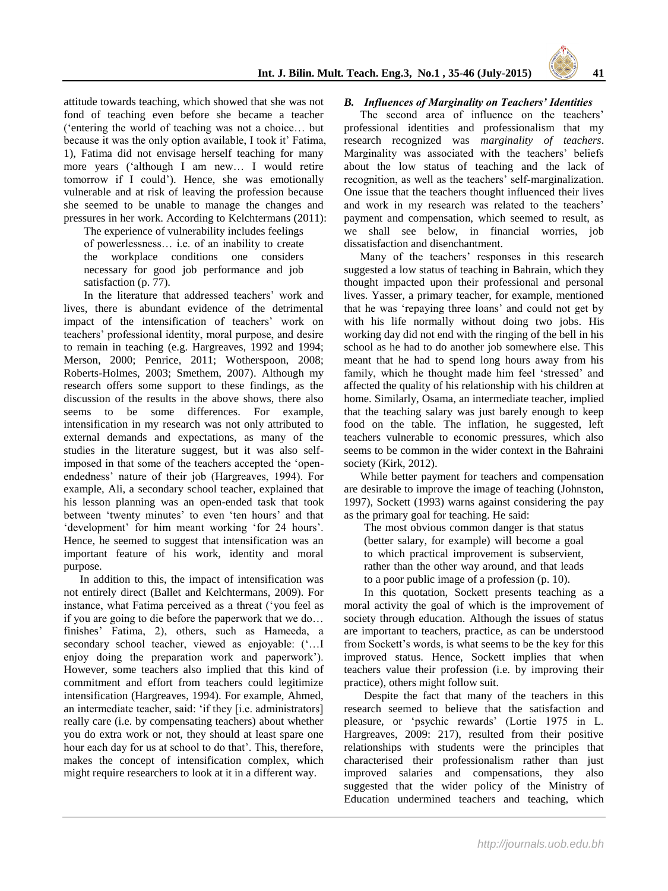attitude towards teaching, which showed that she was not fond of teaching even before she became a teacher ('entering the world of teaching was not a choice… but because it was the only option available, I took it' Fatima, 1), Fatima did not envisage herself teaching for many more years ('although I am new… I would retire tomorrow if I could'). Hence, she was emotionally vulnerable and at risk of leaving the profession because she seemed to be unable to manage the changes and pressures in her work. According to Kelchtermans (2011):

> The experience of vulnerability includes feelings of powerlessness… i.e. of an inability to create the workplace conditions one considers necessary for good job performance and job satisfaction (p. 77).

In the literature that addressed teachers' work and lives, there is abundant evidence of the detrimental impact of the intensification of teachers' work on teachers' professional identity, moral purpose, and desire to remain in teaching (e.g. Hargreaves, 1992 and 1994; Merson, 2000; Penrice, 2011; Wotherspoon, 2008; Roberts-Holmes, 2003; Smethem, 2007). Although my research offers some support to these findings, as the discussion of the results in the above shows, there also seems to be some differences. For example, intensification in my research was not only attributed to external demands and expectations, as many of the studies in the literature suggest, but it was also self-imposed in that some of the teachers accepted the 'open-endedness' nature of their job (Hargreaves, 1994). For example, Ali, a secondary school teacher, explained that his lesson planning was an open-ended task that took between 'twenty minutes' to even 'ten hours' and that 'development' for him meant working 'for 24 hours'. Hence, he seemed to suggest that intensification was an important feature of his work, identity and moral purpose.

In addition to this, the impact of intensification was not entirely direct (Ballet and Kelchtermans, 2009). For instance, what Fatima perceived as a threat ('you feel as if you are going to die before the paperwork that we do… finishes' Fatima, 2), others, such as Hameeda, a secondary school teacher, viewed as enjoyable: ('…I enjoy doing the preparation work and paperwork'). However, some teachers also implied that this kind of commitment and effort from teachers could legitimize intensification (Hargreaves, 1994). For example, Ahmed, an intermediate teacher, said: 'if they [i.e. administrators] really care (i.e. by compensating teachers) about whether you do extra work or not, they should at least spare one hour each day for us at school to do that'. This, therefore, makes the concept of intensification complex, which might require researchers to look at it in a different way.

### *B. Influences of Marginality on Teachers' Identities*

The second area of influence on the teachers' professional identities and professionalism that my research recognized was *marginality of teachers*. Marginality was associated with the teachers' beliefs about the low status of teaching and the lack of recognition, as well as the teachers' self-marginalization. One issue that the teachers thought influenced their lives and work in my research was related to the teachers' payment and compensation, which seemed to result, as we shall see below, in financial worries, job dissatisfaction and disenchantment.

Many of the teachers' responses in this research suggested a low status of teaching in Bahrain, which they thought impacted upon their professional and personal lives. Yasser, a primary teacher, for example, mentioned that he was 'repaying three loans' and could not get by with his life normally without doing two jobs. His working day did not end with the ringing of the bell in his school as he had to do another job somewhere else. This meant that he had to spend long hours away from his family, which he thought made him feel 'stressed' and affected the quality of his relationship with his children at home. Similarly, Osama, an intermediate teacher, implied that the teaching salary was just barely enough to keep food on the table. The inflation, he suggested, left teachers vulnerable to economic pressures, which also seems to be common in the wider context in the Bahraini society (Kirk, 2012).

While better payment for teachers and compensation are desirable to improve the image of teaching (Johnston, 1997), Sockett (1993) warns against considering the pay as the primary goal for teaching. He said:

> The most obvious common danger is that status (better salary, for example) will become a goal to which practical improvement is subservient, rather than the other way around, and that leads to a poor public image of a profession (p. 10).

In this quotation, Sockett presents teaching as a moral activity the goal of which is the improvement of society through education. Although the issues of status are important to teachers, practice, as can be understood from Sockett's words, is what seems to be the key for this improved status. Hence, Sockett implies that when teachers value their profession (i.e. by improving their practice), others might follow suit.

Despite the fact that many of the teachers in this research seemed to believe that the satisfaction and pleasure, or 'psychic rewards' (Lortie 1975 in L. Hargreaves, 2009: 217), resulted from their positive relationships with students were the principles that characterised their professionalism rather than just improved salaries and compensations, they also suggested that the wider policy of the Ministry of Education undermined teachers and teaching, which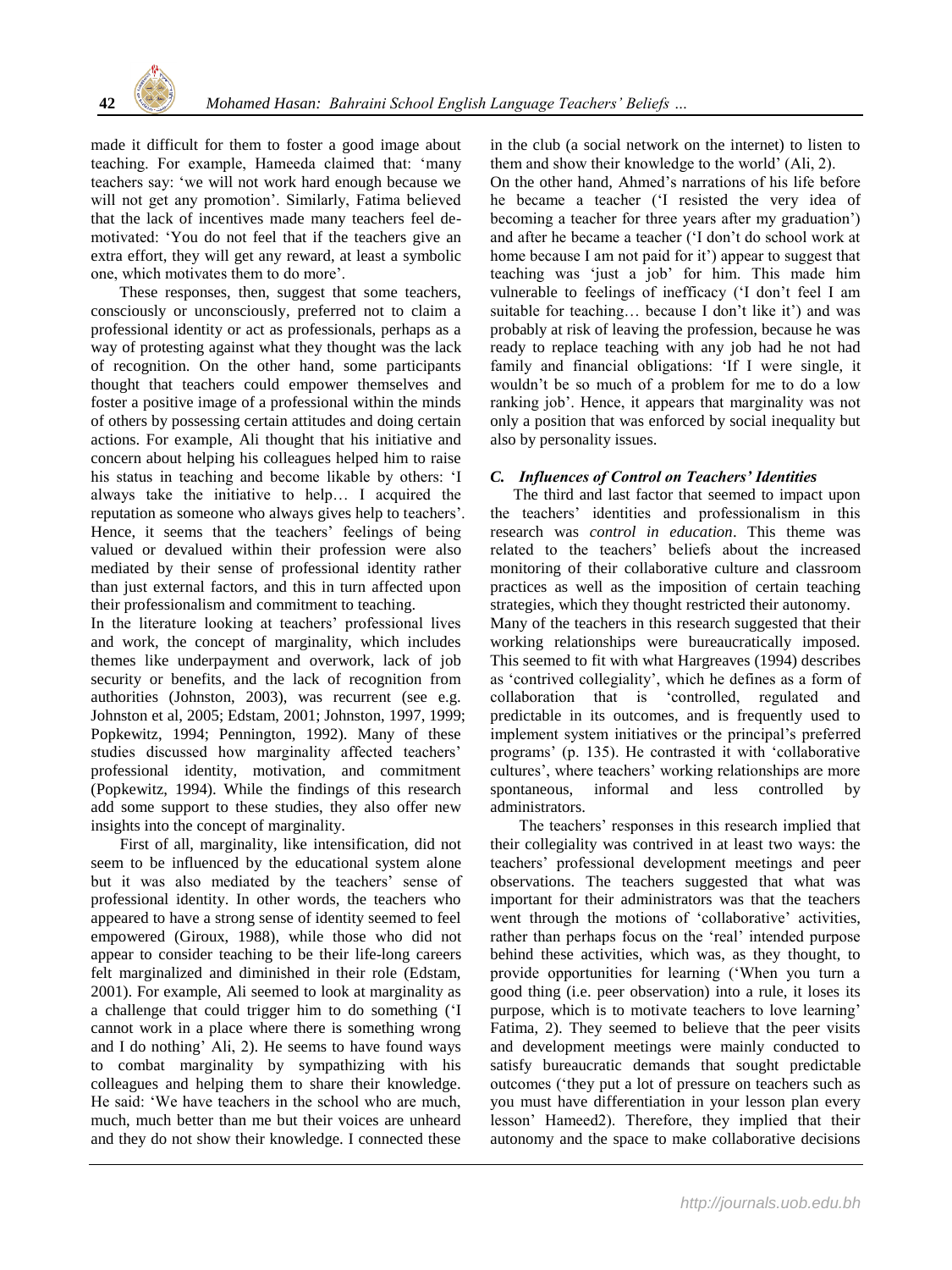made it difficult for them to foster a good image about teaching. For example, Hameeda claimed that: 'many teachers say: 'we will not work hard enough because we will not get any promotion'. Similarly, Fatima believed that the lack of incentives made many teachers feel de-motivated: 'You do not feel that if the teachers give an extra effort, they will get any reward, at least a symbolic one, which motivates them to do more'.

These responses, then, suggest that some teachers, consciously or unconsciously, preferred not to claim a professional identity or act as professionals, perhaps as a way of protesting against what they thought was the lack of recognition. On the other hand, some participants thought that teachers could empower themselves and foster a positive image of a professional within the minds of others by possessing certain attitudes and doing certain actions. For example, Ali thought that his initiative and concern about helping his colleagues helped him to raise his status in teaching and become likable by others: 'I always take the initiative to help… I acquired the reputation as someone who always gives help to teachers'. Hence, it seems that the teachers' feelings of being valued or devalued within their profession were also mediated by their sense of professional identity rather than just external factors, and this in turn affected upon their professionalism and commitment to teaching.

In the literature looking at teachers' professional lives and work, the concept of marginality, which includes themes like underpayment and overwork, lack of job security or benefits, and the lack of recognition from authorities (Johnston, 2003), was recurrent (see e.g. Johnston et al, 2005; Edstam, 2001; Johnston, 1997, 1999; Popkewitz, 1994; Pennington, 1992). Many of these studies discussed how marginality affected teachers' professional identity, motivation, and commitment (Popkewitz, 1994). While the findings of this research add some support to these studies, they also offer new insights into the concept of marginality.

First of all, marginality, like intensification, did not seem to be influenced by the educational system alone but it was also mediated by the teachers' sense of professional identity. In other words, the teachers who appeared to have a strong sense of identity seemed to feel empowered (Giroux, 1988), while those who did not appear to consider teaching to be their life-long careers felt marginalized and diminished in their role (Edstam, 2001). For example, Ali seemed to look at marginality as a challenge that could trigger him to do something ('I cannot work in a place where there is something wrong and I do nothing' Ali, 2). He seems to have found ways to combat marginality by sympathizing with his colleagues and helping them to share their knowledge. He said: 'We have teachers in the school who are much, much, much better than me but their voices are unheard and they do not show their knowledge. I connected these in the club (a social network on the internet) to listen to them and show their knowledge to the world' (Ali, 2).

On the other hand, Ahmed's narrations of his life before he became a teacher ('I resisted the very idea of becoming a teacher for three years after my graduation') and after he became a teacher ('I don't do school work at home because I am not paid for it') appear to suggest that teaching was 'just a job' for him. This made him vulnerable to feelings of inefficacy ('I don't feel I am suitable for teaching… because I don't like it') and was probably at risk of leaving the profession, because he was ready to replace teaching with any job had he not had family and financial obligations: 'If I were single, it wouldn't be so much of a problem for me to do a low ranking job'. Hence, it appears that marginality was not only a position that was enforced by social inequality but also by personality issues.

### *C. Influences of Control on Teachers' Identities*

The third and last factor that seemed to impact upon the teachers' identities and professionalism in this research was *control in education*. This theme was related to the teachers' beliefs about the increased monitoring of their collaborative culture and classroom practices as well as the imposition of certain teaching strategies, which they thought restricted their autonomy.

Many of the teachers in this research suggested that their working relationships were bureaucratically imposed. This seemed to fit with what Hargreaves (1994) describes as 'contrived collegiality', which he defines as a form of collaboration that is 'controlled, regulated and predictable in its outcomes, and is frequently used to implement system initiatives or the principal's preferred programs' (p. 135). He contrasted it with 'collaborative cultures', where teachers' working relationships are more spontaneous, informal and less controlled by administrators.

The teachers' responses in this research implied that their collegiality was contrived in at least two ways: the teachers' professional development meetings and peer observations. The teachers suggested that what was important for their administrators was that the teachers went through the motions of 'collaborative' activities, rather than perhaps focus on the 'real' intended purpose behind these activities, which was, as they thought, to provide opportunities for learning ('When you turn a good thing (i.e. peer observation) into a rule, it loses its purpose, which is to motivate teachers to love learning' Fatima, 2). They seemed to believe that the peer visits and development meetings were mainly conducted to satisfy bureaucratic demands that sought predictable outcomes ('they put a lot of pressure on teachers such as you must have differentiation in your lesson plan every lesson' Hameed2). Therefore, they implied that their autonomy and the space to make collaborative decisions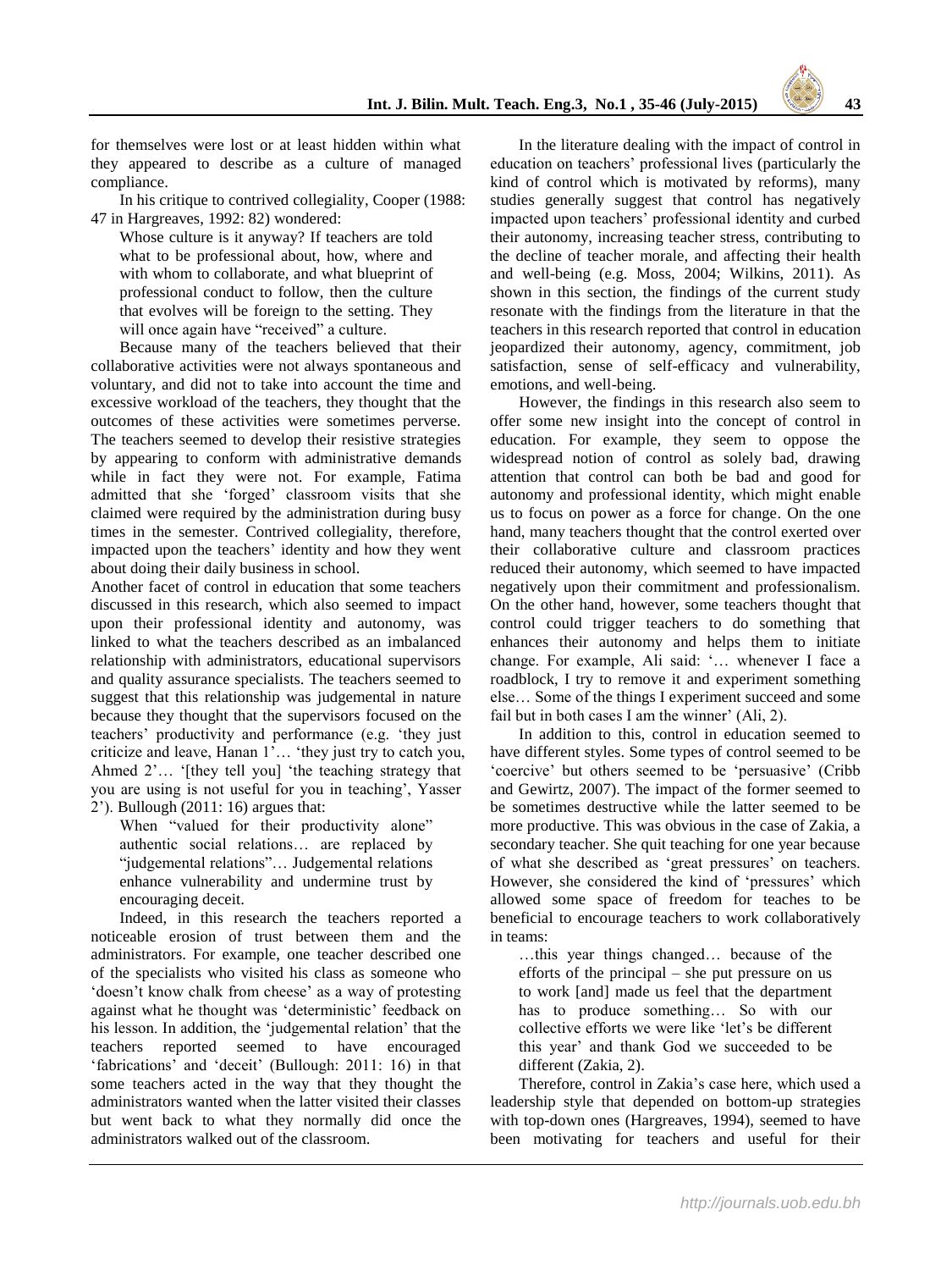for themselves were lost or at least hidden within what they appeared to describe as a culture of managed compliance.

In his critique to contrived collegiality, Cooper (1988: 47 in Hargreaves, 1992: 82) wondered:

> Whose culture is it anyway? If teachers are told what to be professional about, how, where and with whom to collaborate, and what blueprint of professional conduct to follow, then the culture that evolves will be foreign to the setting. They will once again have "received" a culture.

Because many of the teachers believed that their collaborative activities were not always spontaneous and voluntary, and did not to take into account the time and excessive workload of the teachers, they thought that the outcomes of these activities were sometimes perverse. The teachers seemed to develop their resistive strategies by appearing to conform with administrative demands while in fact they were not. For example, Fatima admitted that she 'forged' classroom visits that she claimed were required by the administration during busy times in the semester. Contrived collegiality, therefore, impacted upon the teachers' identity and how they went about doing their daily business in school.

Another facet of control in education that some teachers discussed in this research, which also seemed to impact upon their professional identity and autonomy, was linked to what the teachers described as an imbalanced relationship with administrators, educational supervisors and quality assurance specialists. The teachers seemed to suggest that this relationship was judgemental in nature because they thought that the supervisors focused on the teachers' productivity and performance (e.g. 'they just criticize and leave, Hanan 1'… 'they just try to catch you, Ahmed 2'… '[they tell you] 'the teaching strategy that you are using is not useful for you in teaching', Yasser 2'). Bullough (2011: 16) argues that:

> When "valued for their productivity alone" authentic social relations… are replaced by "judgemental relations"… Judgemental relations enhance vulnerability and undermine trust by encouraging deceit.

Indeed, in this research the teachers reported a noticeable erosion of trust between them and the administrators. For example, one teacher described one of the specialists who visited his class as someone who 'doesn't know chalk from cheese' as a way of protesting against what he thought was 'deterministic' feedback on his lesson. In addition, the 'judgemental relation' that the teachers reported seemed to have encouraged 'fabrications' and 'deceit' (Bullough: 2011: 16) in that some teachers acted in the way that they thought the administrators wanted when the latter visited their classes but went back to what they normally did once the administrators walked out of the classroom.

In the literature dealing with the impact of control in education on teachers' professional lives (particularly the kind of control which is motivated by reforms), many studies generally suggest that control has negatively impacted upon teachers' professional identity and curbed their autonomy, increasing teacher stress, contributing to the decline of teacher morale, and affecting their health and well-being (e.g. Moss, 2004; Wilkins, 2011). As shown in this section, the findings of the current study resonate with the findings from the literature in that the teachers in this research reported that control in education jeopardized their autonomy, agency, commitment, job satisfaction, sense of self-efficacy and vulnerability, emotions, and well-being.

However, the findings in this research also seem to offer some new insight into the concept of control in education. For example, they seem to oppose the widespread notion of control as solely bad, drawing attention that control can both be bad and good for autonomy and professional identity, which might enable us to focus on power as a force for change. On the one hand, many teachers thought that the control exerted over their collaborative culture and classroom practices reduced their autonomy, which seemed to have impacted negatively upon their commitment and professionalism. On the other hand, however, some teachers thought that control could trigger teachers to do something that enhances their autonomy and helps them to initiate change. For example, Ali said: '… whenever I face a roadblock, I try to remove it and experiment something else… Some of the things I experiment succeed and some fail but in both cases I am the winner' (Ali, 2).

In addition to this, control in education seemed to have different styles. Some types of control seemed to be 'coercive' but others seemed to be 'persuasive' (Cribb and Gewirtz, 2007). The impact of the former seemed to be sometimes destructive while the latter seemed to be more productive. This was obvious in the case of Zakia, a secondary teacher. She quit teaching for one year because of what she described as 'great pressures' on teachers. However, she considered the kind of 'pressures' which allowed some space of freedom for teaches to be beneficial to encourage teachers to work collaboratively in teams:

> …this year things changed… because of the efforts of the principal – she put pressure on us to work [and] made us feel that the department has to produce something… So with our collective efforts we were like 'let's be different this year' and thank God we succeeded to be different (Zakia, 2).

Therefore, control in Zakia's case here, which used a leadership style that depended on bottom-up strategies with top-down ones (Hargreaves, 1994), seemed to have been motivating for teachers and useful for their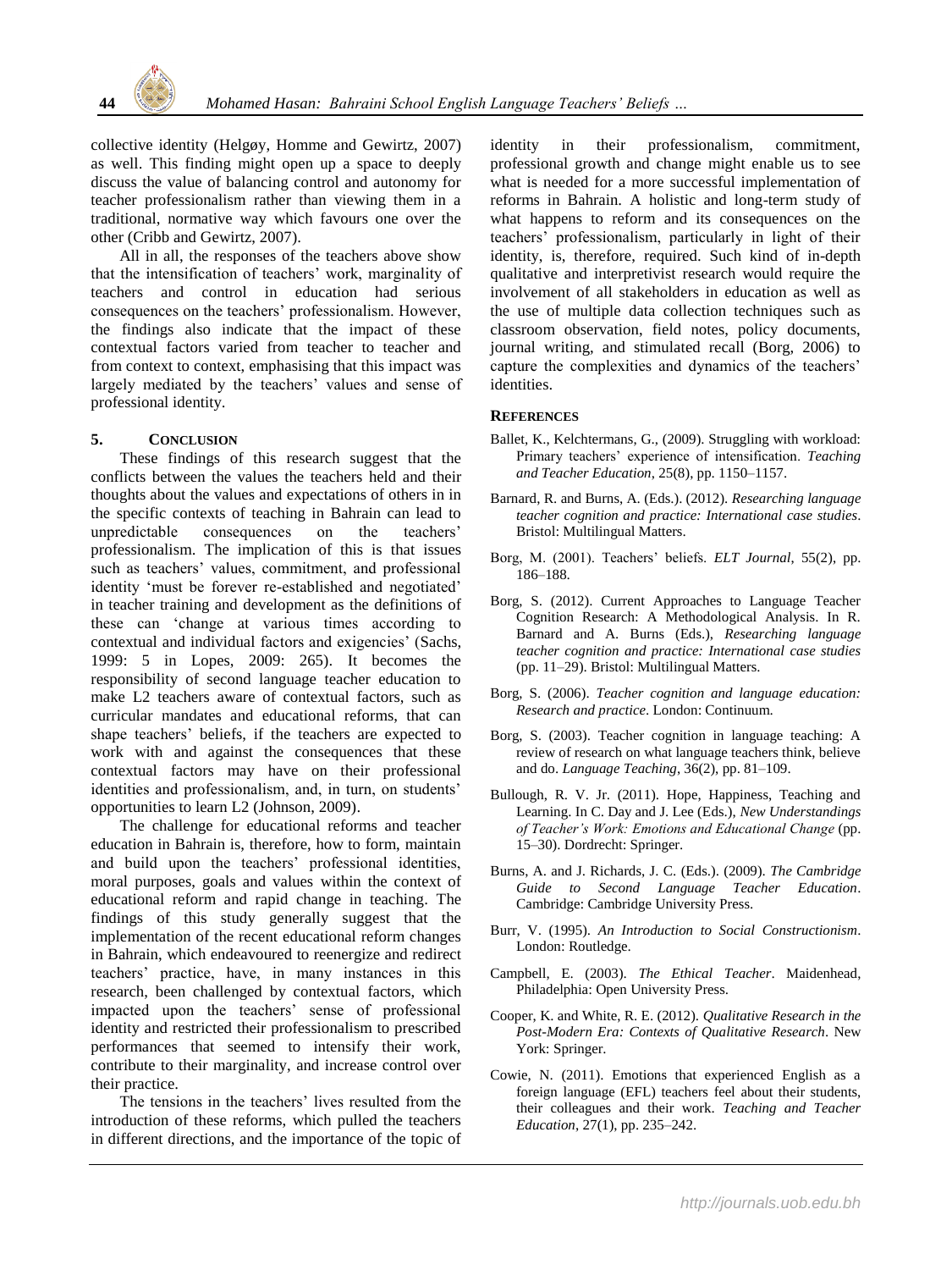collective identity (Helgøy, Homme and Gewirtz, 2007) as well. This finding might open up a space to deeply discuss the value of balancing control and autonomy for teacher professionalism rather than viewing them in a traditional, normative way which favours one over the other (Cribb and Gewirtz, 2007).

All in all, the responses of the teachers above show that the intensification of teachers' work, marginality of teachers and control in education had serious consequences on the teachers' professionalism. However, the findings also indicate that the impact of these contextual factors varied from teacher to teacher and from context to context, emphasising that this impact was largely mediated by the teachers' values and sense of professional identity.

## 5. CONCLUSION

These findings of this research suggest that the conflicts between the values the teachers held and their thoughts about the values and expectations of others in in the specific contexts of teaching in Bahrain can lead to unpredictable consequences on the teachers' professionalism. The implication of this is that issues such as teachers' values, commitment, and professional identity 'must be forever re-established and negotiated' in teacher training and development as the definitions of these can 'change at various times according to contextual and individual factors and exigencies' (Sachs, 1999: 5 in Lopes, 2009: 265). It becomes the responsibility of second language teacher education to make L2 teachers aware of contextual factors, such as curricular mandates and educational reforms, that can shape teachers' beliefs, if the teachers are expected to work with and against the consequences that these contextual factors may have on their professional identities and professionalism, and, in turn, on students' opportunities to learn L2 (Johnson, 2009).

The challenge for educational reforms and teacher education in Bahrain is, therefore, how to form, maintain and build upon the teachers' professional identities, moral purposes, goals and values within the context of educational reform and rapid change in teaching. The findings of this study generally suggest that the implementation of the recent educational reform changes in Bahrain, which endeavoured to reenergize and redirect teachers' practice, have, in many instances in this research, been challenged by contextual factors, which impacted upon the teachers' sense of professional identity and restricted their professionalism to prescribed performances that seemed to intensify their work, contribute to their marginality, and increase control over their practice.

The tensions in the teachers' lives resulted from the introduction of these reforms, which pulled the teachers in different directions, and the importance of the topic of identity in their professionalism, commitment, professional growth and change might enable us to see what is needed for a more successful implementation of reforms in Bahrain. A holistic and long-term study of what happens to reform and its consequences on the teachers' professionalism, particularly in light of their identity, is, therefore, required. Such kind of in-depth qualitative and interpretivist research would require the involvement of all stakeholders in education as well as the use of multiple data collection techniques such as classroom observation, field notes, policy documents, journal writing, and stimulated recall (Borg, 2006) to capture the complexities and dynamics of the teachers' identities.

## REFERENCES

Ballet, K., Kelchtermans, G., (2009). Struggling with workload: Primary teachers' experience of intensification. *Teaching and Teacher Education*, 25(8), pp. 1150–1157.

Barnard, R. and Burns, A. (Eds.). (2012). *Researching language teacher cognition and practice: International case studies*. Bristol: Multilingual Matters.

Borg, M. (2001). Teachers' beliefs. *ELT Journal*, 55(2), pp. 186–188.

Borg, S. (2012). Current Approaches to Language Teacher Cognition Research: A Methodological Analysis. In R. Barnard and A. Burns (Eds.), *Researching language teacher cognition and practice: International case studies* (pp. 11–29). Bristol: Multilingual Matters.

Borg, S. (2006). *Teacher cognition and language education: Research and practice*. London: Continuum.

Borg, S. (2003). Teacher cognition in language teaching: A review of research on what language teachers think, believe and do. *Language Teaching*, 36(2), pp. 81–109.

Bullough, R. V. Jr. (2011). Hope, Happiness, Teaching and Learning. In C. Day and J. Lee (Eds.), *New Understandings of Teacher's Work: Emotions and Educational Change* (pp. 15–30). Dordrecht: Springer.

Burns, A. and J. Richards, J. C. (Eds.). (2009). *The Cambridge Guide to Second Language Teacher Education*. Cambridge: Cambridge University Press.

Burr, V. (1995). *An Introduction to Social Constructionism*. London: Routledge.

Campbell, E. (2003). *The Ethical Teacher*. Maidenhead, Philadelphia: Open University Press.

Cooper, K. and White, R. E. (2012). *Qualitative Research in the Post-Modern Era: Contexts of Qualitative Research*. New York: Springer.

Cowie, N. (2011). Emotions that experienced English as a foreign language (EFL) teachers feel about their students, their colleagues and their work. *Teaching and Teacher Education*, 27(1), pp. 235–242.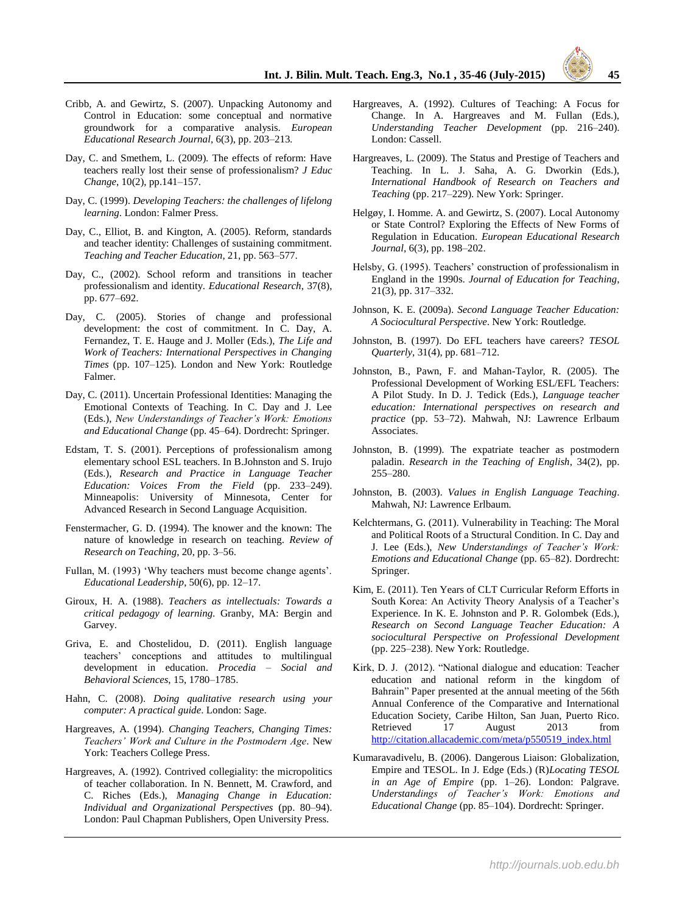Cribb, A. and Gewirtz, S. (2007). Unpacking Autonomy and Control in Education: some conceptual and normative groundwork for a comparative analysis. *European Educational Research Journal*, 6(3), pp. 203–213.

Day, C. and Smethem, L. (2009). The effects of reform: Have teachers really lost their sense of professionalism? *J Educ Change*, 10(2), pp.141–157.

Day, C. (1999). *Developing Teachers: the challenges of lifelong learning*. London: Falmer Press.

Day, C., Elliot, B. and Kington, A. (2005). Reform, standards and teacher identity: Challenges of sustaining commitment. *Teaching and Teacher Education*, 21, pp. 563–577.

Day, C., (2002). School reform and transitions in teacher professionalism and identity. *Educational Research*, 37(8), pp. 677–692.

Day, C. (2005). Stories of change and professional development: the cost of commitment. In C. Day, A. Fernandez, T. E. Hauge and J. Moller (Eds.), *The Life and Work of Teachers: International Perspectives in Changing Times* (pp. 107–125). London and New York: Routledge Falmer.

Day, C. (2011). Uncertain Professional Identities: Managing the Emotional Contexts of Teaching. In C. Day and J. Lee (Eds.), *New Understandings of Teacher's Work: Emotions and Educational Change* (pp. 45–64). Dordrecht: Springer.

Edstam, T. S. (2001). Perceptions of professionalism among elementary school ESL teachers. In B.Johnston and S. Irujo (Eds.), *Research and Practice in Language Teacher Education: Voices From the Field* (pp. 233–249). Minneapolis: University of Minnesota, Center for Advanced Research in Second Language Acquisition.

Fenstermacher, G. D. (1994). The knower and the known: The nature of knowledge in research on teaching. *Review of Research on Teaching*, 20, pp. 3–56.

Fullan, M. (1993) 'Why teachers must become change agents'. *Educational Leadership*, 50(6), pp. 12–17.

Giroux, H. A. (1988). *Teachers as intellectuals: Towards a critical pedagogy of learning.* Granby, MA: Bergin and Garvey.

Griva, E. and Chostelidou, D. (2011). English language teachers' conceptions and attitudes to multilingual development in education. *Procedia – Social and Behavioral Sciences*, 15, 1780–1785.

Hahn, C. (2008). *Doing qualitative research using your computer: A practical guide*. London: Sage.

Hargreaves, A. (1994). *Changing Teachers, Changing Times: Teachers' Work and Culture in the Postmodern Age*. New York: Teachers College Press.

Hargreaves, A. (1992). Contrived collegiality: the micropolitics of teacher collaboration. In N. Bennett, M. Crawford, and C. Riches (Eds.), *Managing Change in Education: Individual and Organizational Perspectives* (pp. 80–94). London: Paul Chapman Publishers, Open University Press.

Hargreaves, A. (1992). Cultures of Teaching: A Focus for Change. In A. Hargreaves and M. Fullan (Eds.), *Understanding Teacher Development* (pp. 216–240). London: Cassell.

Hargreaves, L. (2009). The Status and Prestige of Teachers and Teaching. In L. J. Saha, A. G. Dworkin (Eds.), *International Handbook of Research on Teachers and Teaching* (pp. 217–229). New York: Springer.

Helgøy, I. Homme. A. and Gewirtz, S. (2007). Local Autonomy or State Control? Exploring the Effects of New Forms of Regulation in Education. *European Educational Research Journal*, 6(3), pp. 198–202.

Helsby, G. (1995). Teachers' construction of professionalism in England in the 1990s. *Journal of Education for Teaching*, 21(3), pp. 317–332.

Johnson, K. E. (2009a). *Second Language Teacher Education: A Sociocultural Perspective*. New York: Routledge.

Johnston, B. (1997). Do EFL teachers have careers? *TESOL Quarterly*, 31(4), pp. 681–712.

Johnston, B., Pawn, F. and Mahan-Taylor, R. (2005). The Professional Development of Working ESL/EFL Teachers: A Pilot Study. In D. J. Tedick (Eds.), *Language teacher education: International perspectives on research and practice* (pp. 53–72). Mahwah, NJ: Lawrence Erlbaum Associates.

Johnston, B. (1999). The expatriate teacher as postmodern paladin. *Research in the Teaching of English*, 34(2), pp. 255–280.

Johnston, B. (2003). *Values in English Language Teaching*. Mahwah, NJ: Lawrence Erlbaum.

Kelchtermans, G. (2011). Vulnerability in Teaching: The Moral and Political Roots of a Structural Condition. In C. Day and J. Lee (Eds.), *New Understandings of Teacher's Work: Emotions and Educational Change* (pp. 65–82). Dordrecht: Springer.

Kim, E. (2011). Ten Years of CLT Curricular Reform Efforts in South Korea: An Activity Theory Analysis of a Teacher's Experience. In K. E. Johnston and P. R. Golombek (Eds.), *Research on Second Language Teacher Education: A sociocultural Perspective on Professional Development* (pp. 225–238). New York: Routledge.

Kirk, D. J. (2012). "National dialogue and education: Teacher education and national reform in the kingdom of Bahrain" Paper presented at the annual meeting of the 56th Annual Conference of the Comparative and International Education Society, Caribe Hilton, San Juan, Puerto Rico. Retrieved 17 August 2013 from http://citation.allacademic.com/meta/p550519_index.html

Kumaravadivelu, B. (2006). Dangerous Liaison: Globalization, Empire and TESOL. In J. Edge (Eds.) (R)*Locating TESOL in an Age of Empire* (pp. 1–26). London: Palgrave. *Understandings of Teacher's Work: Emotions and Educational Change* (pp. 85–104). Dordrecht: Springer.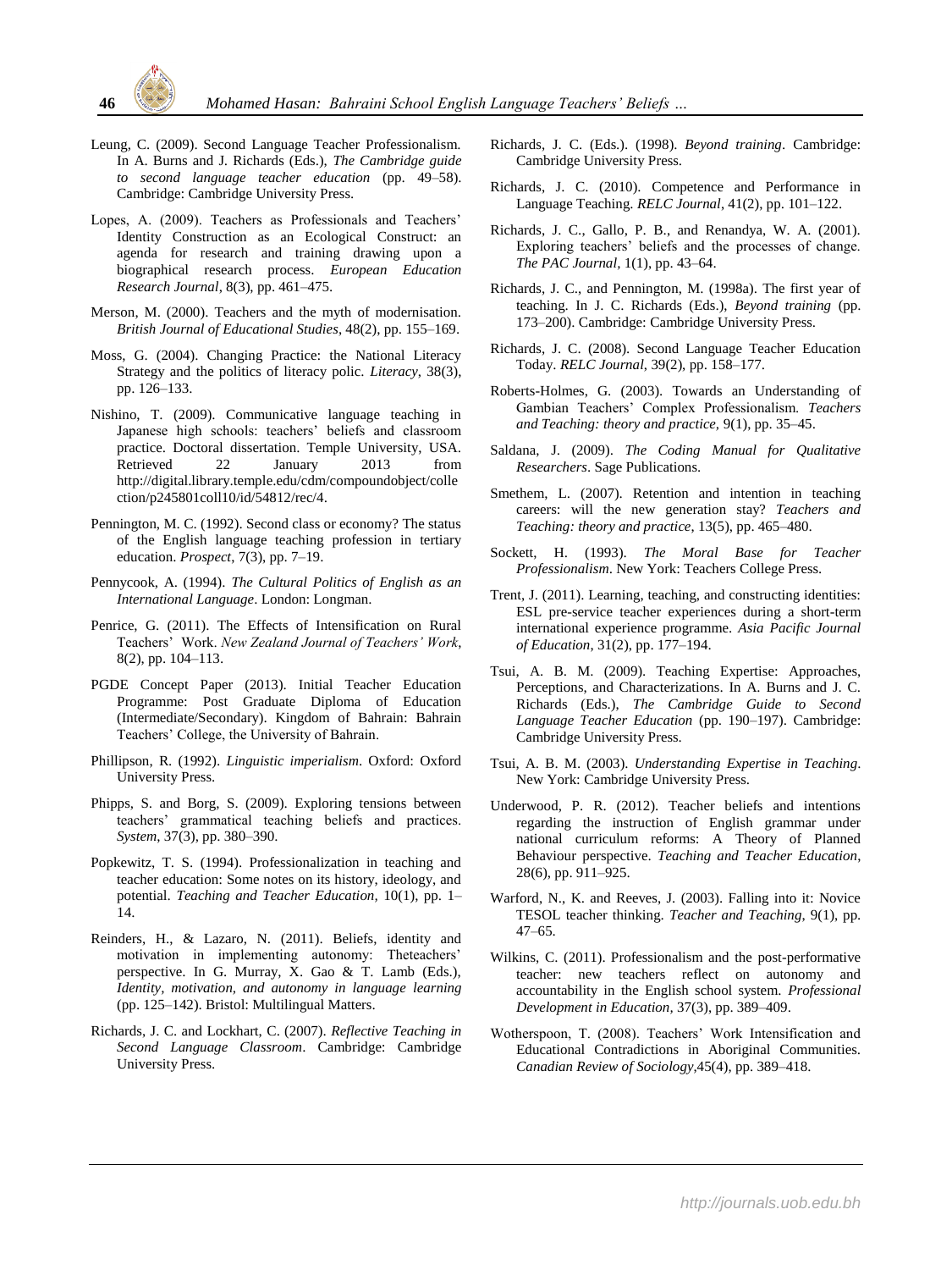Leung, C. (2009). Second Language Teacher Professionalism. In A. Burns and J. Richards (Eds.), *The Cambridge guide to second language teacher education* (pp. 49–58). Cambridge: Cambridge University Press.

Lopes, A. (2009). Teachers as Professionals and Teachers' Identity Construction as an Ecological Construct: an agenda for research and training drawing upon a biographical research process. *European Education Research Journal*, 8(3), pp. 461–475.

Merson, M. (2000). Teachers and the myth of modernisation. *British Journal of Educational Studies*, 48(2), pp. 155–169.

Moss, G. (2004). Changing Practice: the National Literacy Strategy and the politics of literacy polic. *Literacy*, 38(3), pp. 126–133.

Nishino, T. (2009). Communicative language teaching in Japanese high schools: teachers' beliefs and classroom practice. Doctoral dissertation. Temple University, USA. Retrieved 22 January 2013 from http://digital.library.temple.edu/cdm/compoundobject/collection/p245801coll10/id/54812/rec/4.

Pennington, M. C. (1992). Second class or economy? The status of the English language teaching profession in tertiary education. *Prospect*, 7(3), pp. 7–19.

Pennycook, A. (1994). *The Cultural Politics of English as an International Language*. London: Longman.

Penrice, G. (2011). The Effects of Intensification on Rural Teachers' Work. *New Zealand Journal of Teachers' Work*, 8(2), pp. 104–113.

PGDE Concept Paper (2013). Initial Teacher Education Programme: Post Graduate Diploma of Education (Intermediate/Secondary). Kingdom of Bahrain: Bahrain Teachers' College, the University of Bahrain.

Phillipson, R. (1992). *Linguistic imperialism*. Oxford: Oxford University Press.

Phipps, S. and Borg, S. (2009). Exploring tensions between teachers' grammatical teaching beliefs and practices. *System*, 37(3), pp. 380–390.

Popkewitz, T. S. (1994). Professionalization in teaching and teacher education: Some notes on its history, ideology, and potential. *Teaching and Teacher Education*, 10(1), pp. 1–14.

Reinders, H., & Lazaro, N. (2011). Beliefs, identity and motivation in implementing autonomy: Theteachers' perspective. In G. Murray, X. Gao & T. Lamb (Eds.), *Identity, motivation, and autonomy in language learning* (pp. 125–142). Bristol: Multilingual Matters.

Richards, J. C. and Lockhart, C. (2007). *Reflective Teaching in Second Language Classroom*. Cambridge: Cambridge University Press.

Richards, J. C. (Eds.). (1998). *Beyond training*. Cambridge: Cambridge University Press.

Richards, J. C. (2010). Competence and Performance in Language Teaching. *RELC Journal*, 41(2), pp. 101–122.

Richards, J. C., Gallo, P. B., and Renandya, W. A. (2001). Exploring teachers' beliefs and the processes of change. *The PAC Journal*, 1(1), pp. 43–64.

Richards, J. C., and Pennington, M. (1998a). The first year of teaching. In J. C. Richards (Eds.), *Beyond training* (pp. 173–200). Cambridge: Cambridge University Press.

Richards, J. C. (2008). Second Language Teacher Education Today. *RELC Journal*, 39(2), pp. 158–177.

Roberts-Holmes, G. (2003). Towards an Understanding of Gambian Teachers' Complex Professionalism. *Teachers and Teaching: theory and practice*, 9(1), pp. 35–45.

Saldana, J. (2009). *The Coding Manual for Qualitative Researchers*. Sage Publications.

Smethem, L. (2007). Retention and intention in teaching careers: will the new generation stay? *Teachers and Teaching: theory and practice*, 13(5), pp. 465–480.

Sockett, H. (1993). *The Moral Base for Teacher Professionalism*. New York: Teachers College Press.

Trent, J. (2011). Learning, teaching, and constructing identities: ESL pre-service teacher experiences during a short-term international experience programme. *Asia Pacific Journal of Education*, 31(2), pp. 177–194.

Tsui, A. B. M. (2009). Teaching Expertise: Approaches, Perceptions, and Characterizations. In A. Burns and J. C. Richards (Eds.), *The Cambridge Guide to Second Language Teacher Education* (pp. 190–197). Cambridge: Cambridge University Press.

Tsui, A. B. M. (2003). *Understanding Expertise in Teaching*. New York: Cambridge University Press.

Underwood, P. R. (2012). Teacher beliefs and intentions regarding the instruction of English grammar under national curriculum reforms: A Theory of Planned Behaviour perspective. *Teaching and Teacher Education*, 28(6), pp. 911–925.

Warford, N., K. and Reeves, J. (2003). Falling into it: Novice TESOL teacher thinking. *Teacher and Teaching*, 9(1), pp. 47–65.

Wilkins, C. (2011). Professionalism and the post-performative teacher: new teachers reflect on autonomy and accountability in the English school system. *Professional Development in Education*, 37(3), pp. 389–409.

Wotherspoon, T. (2008). Teachers' Work Intensification and Educational Contradictions in Aboriginal Communities. *Canadian Review of Sociology*,45(4), pp. 389–418.